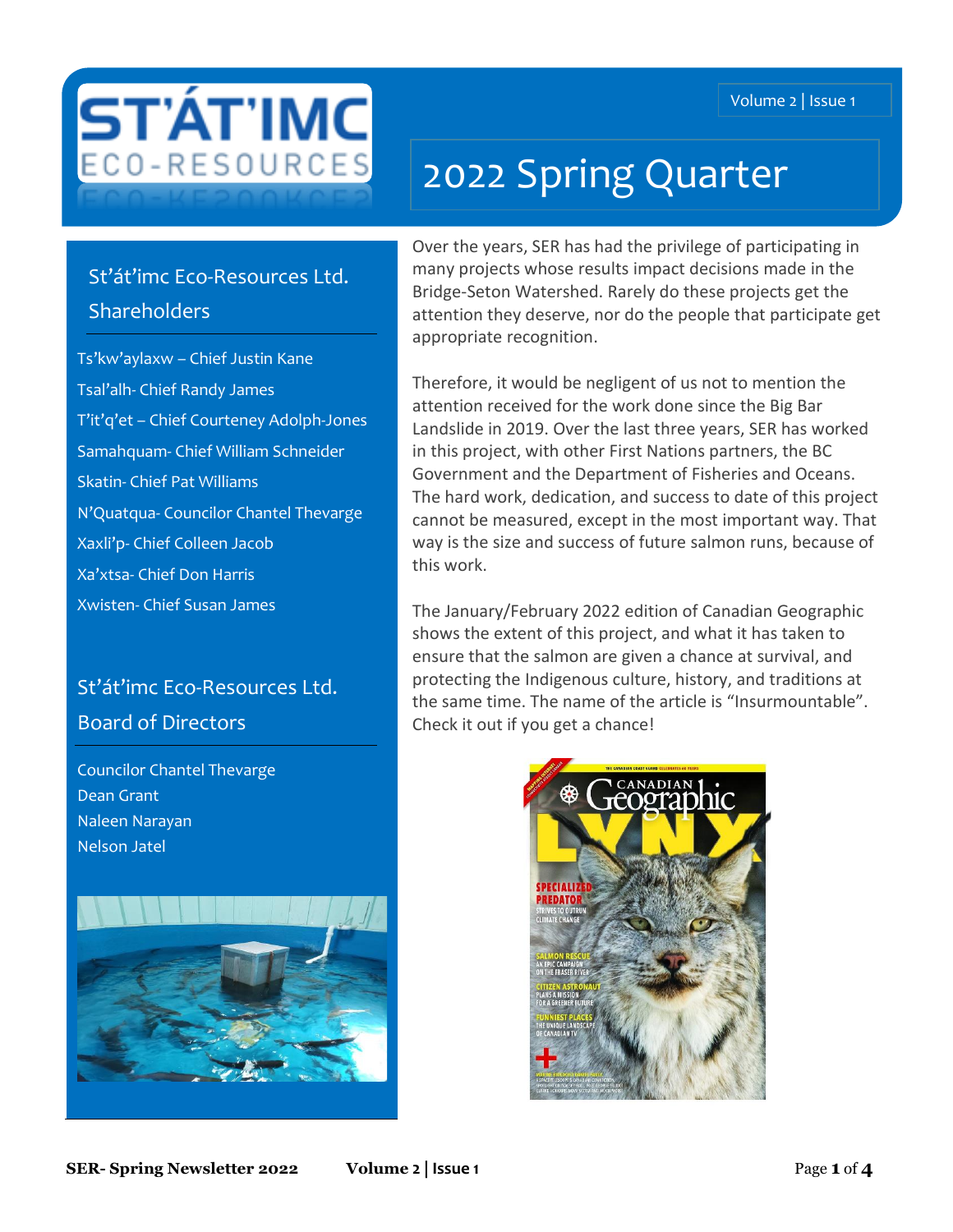# ST'ÁT'IMC ECO-RESOURCES

# 2022 Spring Quarter

## St'át'imc Eco-Resources Ltd. Shareholders

Ts'kw'aylaxw – Chief Justin Kane
Tsal'alh- Chief Randy James
T'it'q'et – Chief Courteney Adolph-Jones
Samahquam- Chief William Schneider
Skatin- Chief Pat Williams
N'Quatqua- Councilor Chantel Thevarge
Xaxli'p- Chief Colleen Jacob
Xa'xtsa- Chief Don Harris
Xwisten- Chief Susan James

## St'át'imc Eco-Resources Ltd. Board of Directors

Councilor Chantel Thevarge
Dean Grant
Naleen Narayan
Nelson Jatel

Over the years, SER has had the privilege of participating in many projects whose results impact decisions made in the Bridge-Seton Watershed. Rarely do these projects get the attention they deserve, nor do the people that participate get appropriate recognition.

Therefore, it would be negligent of us not to mention the attention received for the work done since the Big Bar Landslide in 2019. Over the last three years, SER has worked in this project, with other First Nations partners, the BC Government and the Department of Fisheries and Oceans. The hard work, dedication, and success to date of this project cannot be measured, except in the most important way. That way is the size and success of future salmon runs, because of this work.

The January/February 2022 edition of Canadian Geographic shows the extent of this project, and what it has taken to ensure that the salmon are given a chance at survival, and protecting the Indigenous culture, history, and traditions at the same time. The name of the article is "Insurmountable". Check it out if you get a chance!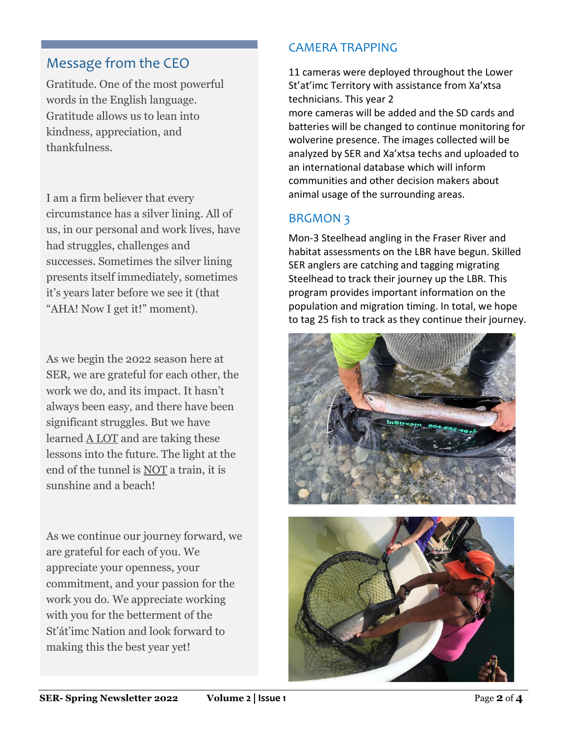## Message from the CEO

Gratitude. One of the most powerful words in the English language. Gratitude allows us to lean into kindness, appreciation, and thankfulness.

I am a firm believer that every circumstance has a silver lining. All of us, in our personal and work lives, have had struggles, challenges and successes. Sometimes the silver lining presents itself immediately, sometimes it's years later before we see it (that "AHA! Now I get it!" moment).

As we begin the 2022 season here at SER, we are grateful for each other, the work we do, and its impact. It hasn't always been easy, and there have been significant struggles. But we have learned A LOT and are taking these lessons into the future. The light at the end of the tunnel is NOT a train, it is sunshine and a beach!

As we continue our journey forward, we are grateful for each of you. We appreciate your openness, your commitment, and your passion for the work you do. We appreciate working with you for the betterment of the St'át'imc Nation and look forward to making this the best year yet!

## CAMERA TRAPPING

11 cameras were deployed throughout the Lower St'at'imc Territory with assistance from Xa'xtsa technicians. This year 2 more cameras will be added and the SD cards and batteries will be changed to continue monitoring for wolverine presence. The images collected will be analyzed by SER and Xa'xtsa techs and uploaded to an international database which will inform communities and other decision makers about animal usage of the surrounding areas.

## BRGMON 3

Mon-3 Steelhead angling in the Fraser River and habitat assessments on the LBR have begun. Skilled SER anglers are catching and tagging migrating Steelhead to track their journey up the LBR. This program provides important information on the population and migration timing. In total, we hope to tag 25 fish to track as they continue their journey.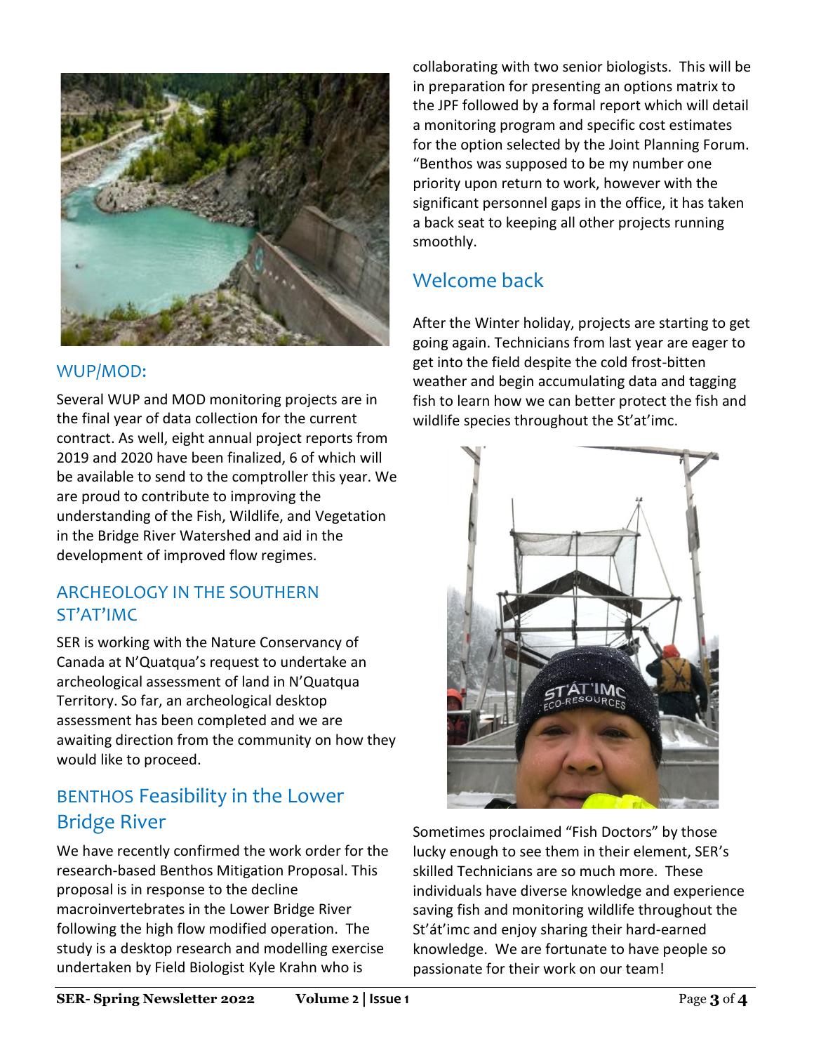## WUP/MOD:

Several WUP and MOD monitoring projects are in the final year of data collection for the current contract. As well, eight annual project reports from 2019 and 2020 have been finalized, 6 of which will be available to send to the comptroller this year. We are proud to contribute to improving the understanding of the Fish, Wildlife, and Vegetation in the Bridge River Watershed and aid in the development of improved flow regimes.

## ARCHEOLOGY IN THE SOUTHERN ST'AT'IMC

SER is working with the Nature Conservancy of Canada at N'Quatqua's request to undertake an archeological assessment of land in N'Quatqua Territory. So far, an archeological desktop assessment has been completed and we are awaiting direction from the community on how they would like to proceed.

## BENTHOS Feasibility in the Lower Bridge River

We have recently confirmed the work order for the research-based Benthos Mitigation Proposal. This proposal is in response to the decline macroinvertebrates in the Lower Bridge River following the high flow modified operation. The study is a desktop research and modelling exercise undertaken by Field Biologist Kyle Krahn who is collaborating with two senior biologists. This will be in preparation for presenting an options matrix to the JPF followed by a formal report which will detail a monitoring program and specific cost estimates for the option selected by the Joint Planning Forum. "Benthos was supposed to be my number one priority upon return to work, however with the significant personnel gaps in the office, it has taken a back seat to keeping all other projects running smoothly.

## Welcome back

After the Winter holiday, projects are starting to get going again. Technicians from last year are eager to get into the field despite the cold frost-bitten weather and begin accumulating data and tagging fish to learn how we can better protect the fish and wildlife species throughout the St'at'imc.

Sometimes proclaimed "Fish Doctors" by those lucky enough to see them in their element, SER's skilled Technicians are so much more. These individuals have diverse knowledge and experience saving fish and monitoring wildlife throughout the St'át'imc and enjoy sharing their hard-earned knowledge. We are fortunate to have people so passionate for their work on our team!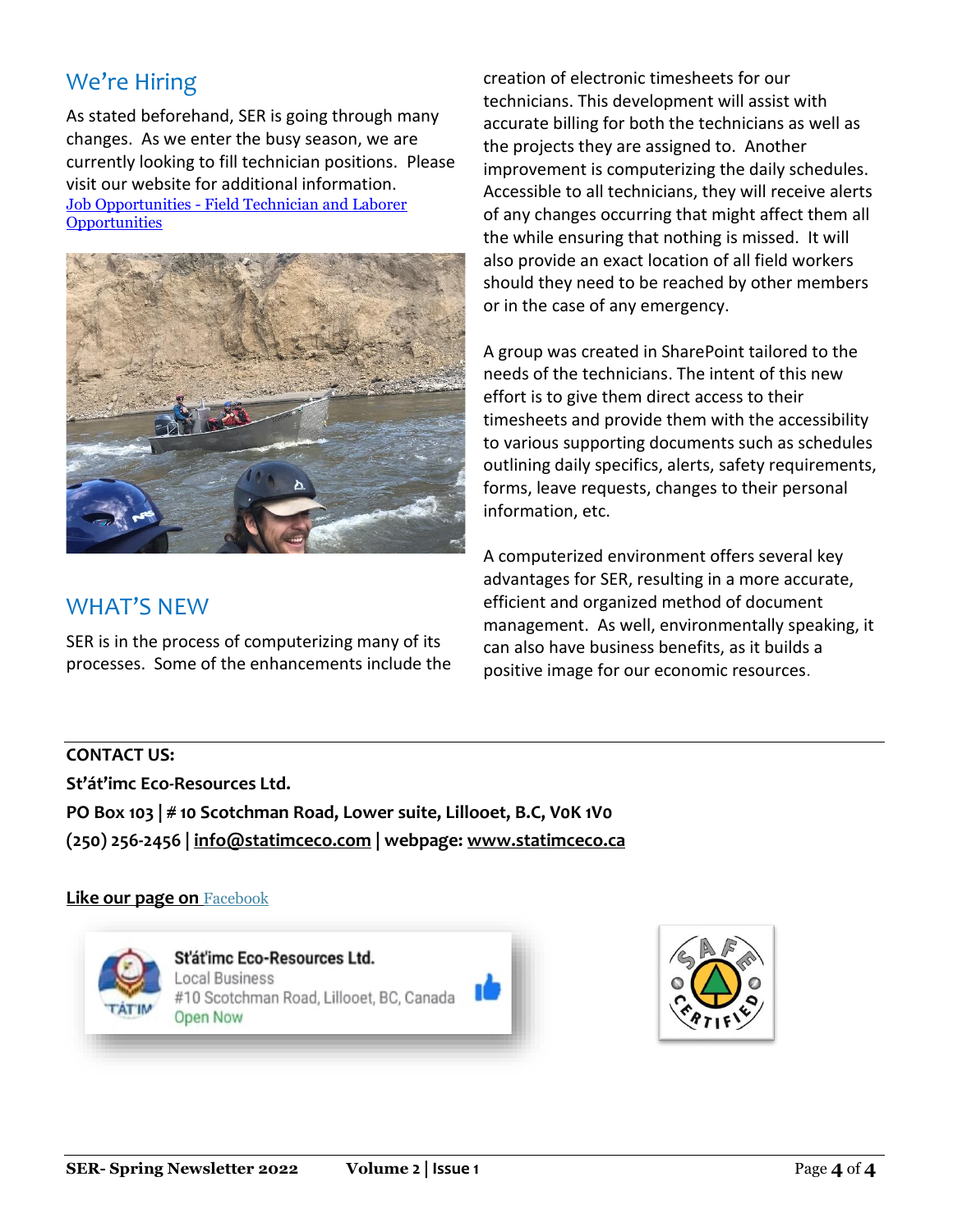## We're Hiring

As stated beforehand, SER is going through many changes. As we enter the busy season, we are currently looking to fill technician positions. Please visit our website for additional information.
[Job Opportunities - Field Technician and Laborer Opportunities]

## WHAT'S NEW

SER is in the process of computerizing many of its processes. Some of the enhancements include the creation of electronic timesheets for our technicians. This development will assist with accurate billing for both the technicians as well as the projects they are assigned to. Another improvement is computerizing the daily schedules. Accessible to all technicians, they will receive alerts of any changes occurring that might affect them all the while ensuring that nothing is missed. It will also provide an exact location of all field workers should they need to be reached by other members or in the case of any emergency.

A group was created in SharePoint tailored to the needs of the technicians. The intent of this new effort is to give them direct access to their timesheets and provide them with the accessibility to various supporting documents such as schedules outlining daily specifics, alerts, safety requirements, forms, leave requests, changes to their personal information, etc.

A computerized environment offers several key advantages for SER, resulting in a more accurate, efficient and organized method of document management. As well, environmentally speaking, it can also have business benefits, as it builds a positive image for our economic resources.

---

**CONTACT US:**

**St'át'imc Eco-Resources Ltd.**

**PO Box 103 | # 10 Scotchman Road, Lower suite, Lillooet, B.C, V0K 1V0**

**(250) 256-2456 | info@statimceco.com | webpage: www.statimceco.ca**

**Like our page on** Facebook

St'át'imc Eco-Resources Ltd.
Local Business
#10 Scotchman Road, Lillooet, BC, Canada
Open Now

SAFE CERTIFIED